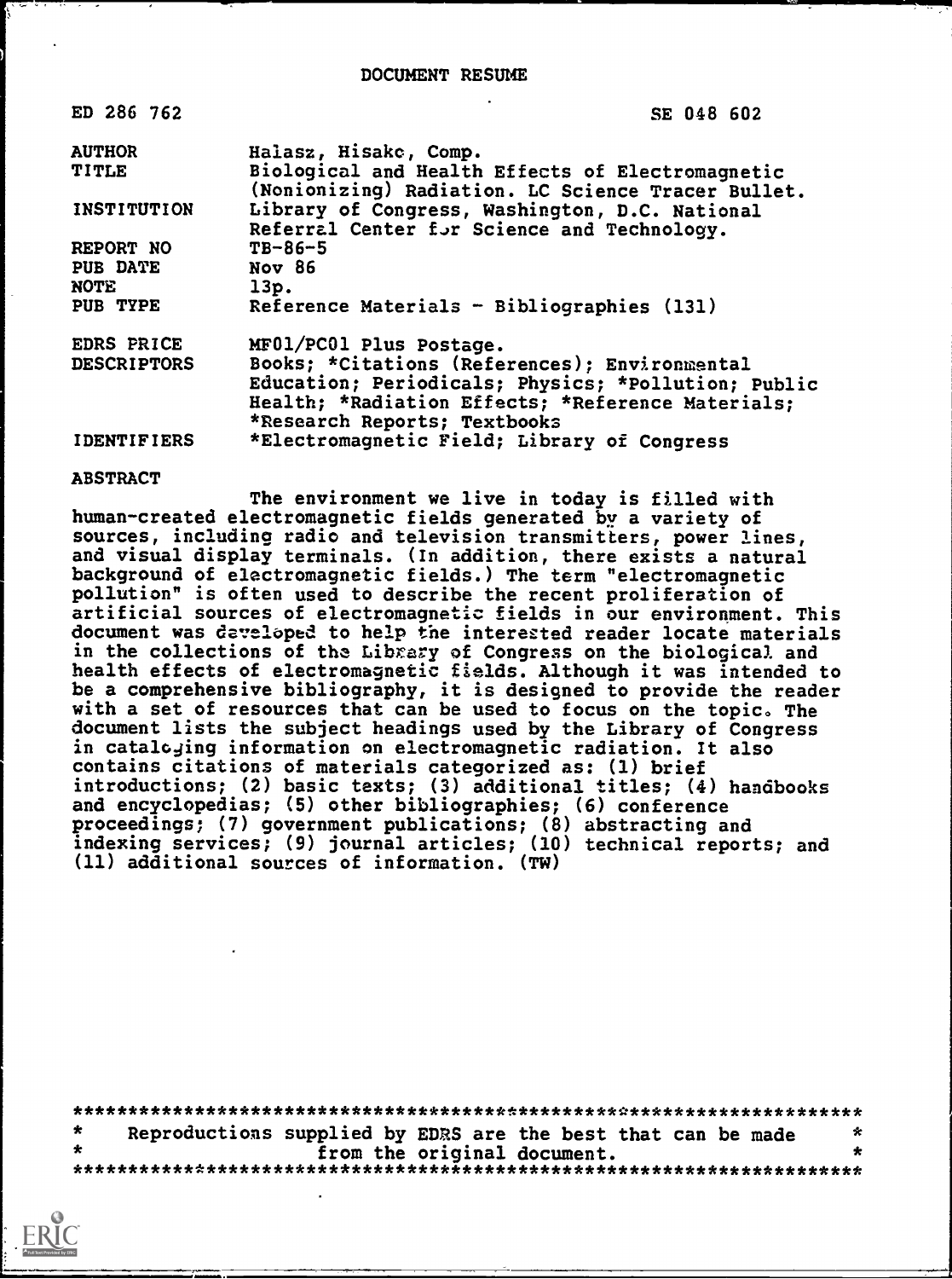# DOCUMENT RESUME

| | |
|---|---|
| ED 286 762 | SE 048 602 |
| AUTHOR | Halasz, Hisako, Comp. |
| TITLE | Biological and Health Effects of Electromagnetic (Nonionizing) Radiation. LC Science Tracer Bullet. |
| INSTITUTION | Library of Congress, Washington, D.C. National Referral Center for Science and Technology. |
| REPORT NO | TB-86-5 |
| PUB DATE | Nov 86 |
| NOTE | 13p. |
| PUB TYPE | Reference Materials - Bibliographies (131) |
| EDRS PRICE | MF01/PC01 Plus Postage. |
| DESCRIPTORS | Books; *Citations (References); Environmental Education; Periodicals; Physics; *Pollution; Public Health; *Radiation Effects; *Reference Materials; *Research Reports; Textbooks |
| IDENTIFIERS | *Electromagnetic Field; Library of Congress |

## ABSTRACT

The environment we live in today is filled with human-created electromagnetic fields generated by a variety of sources, including radio and television transmitters, power lines, and visual display terminals. (In addition, there exists a natural background of electromagnetic fields.) The term "electromagnetic pollution" is often used to describe the recent proliferation of artificial sources of electromagnetic fields in our environment. This document was developed to help the interested reader locate materials in the collections of the Library of Congress on the biological and health effects of electromagnetic fields. Although it was intended to be a comprehensive bibliography, it is designed to provide the reader with a set of resources that can be used to focus on the topic. The document lists the subject headings used by the Library of Congress in cataloging information on electromagnetic radiation. It also contains citations of materials categorized as: (1) brief introductions; (2) basic texts; (3) additional titles; (4) handbooks and encyclopedias; (5) other bibliographies; (6) conference proceedings; (7) government publications; (8) abstracting and indexing services; (9) journal articles; (10) technical reports; and (11) additional sources of information. (TW)

***********************************************************************
* Reproductions supplied by EDRS are the best that can be made *
* from the original document. *
***********************************************************************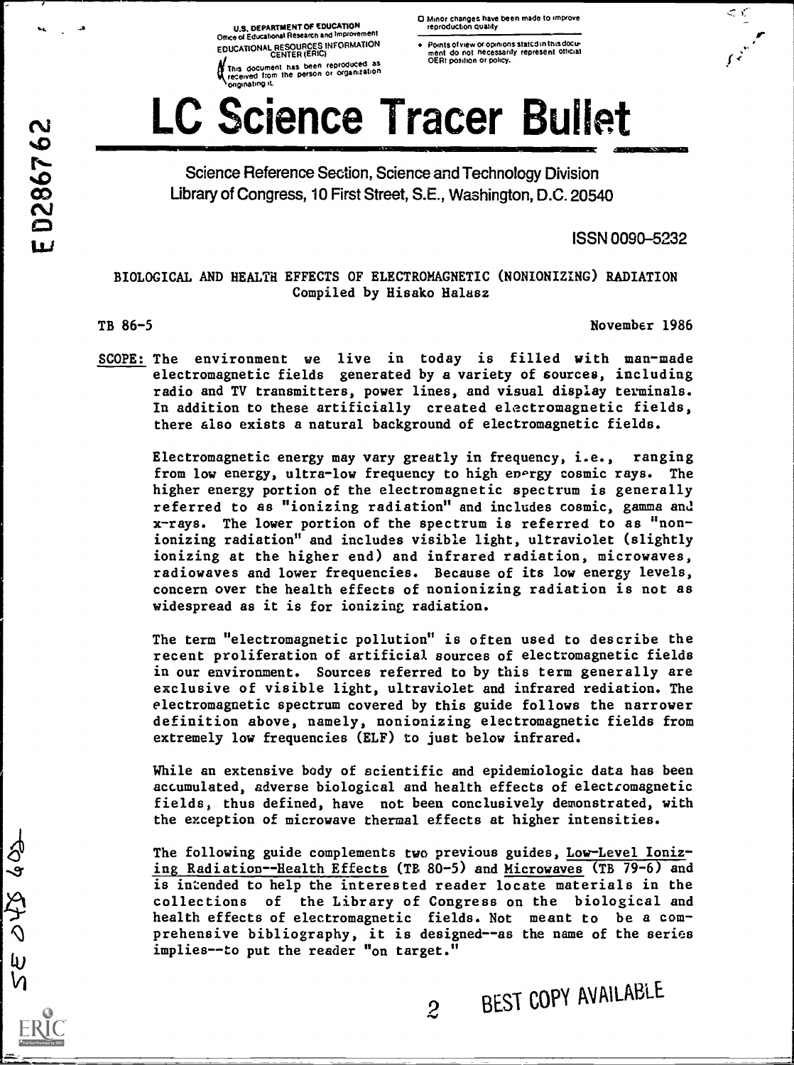U.S. DEPARTMENT OF EDUCATION
Office of Educational Research and Improvement
EDUCATIONAL RESOURCES INFORMATION CENTER (ERIC)

This document has been reproduced as received from the person or organization originating it.

Minor changes have been made to improve reproduction quality

- Points of view or opinions stated in this document do not necessarily represent official OERI position or policy.

# LC Science Tracer Bullet

Science Reference Section, Science and Technology Division
Library of Congress, 10 First Street, S.E., Washington, D.C. 20540

ISSN 0090-5232

## BIOLOGICAL AND HEALTH EFFECTS OF ELECTROMAGNETIC (NONIONIZING) RADIATION

Compiled by Hisako Halasz

TB 86-5

November 1986

SCOPE: The environment we live in today is filled with man-made electromagnetic fields generated by a variety of sources, including radio and TV transmitters, power lines, and visual display terminals. In addition to these artificially created electromagnetic fields, there also exists a natural background of electromagnetic fields.

Electromagnetic energy may vary greatly in frequency, i.e., ranging from low energy, ultra-low frequency to high energy cosmic rays. The higher energy portion of the electromagnetic spectrum is generally referred to as "ionizing radiation" and includes cosmic, gamma and x-rays. The lower portion of the spectrum is referred to as "nonionizing radiation" and includes visible light, ultraviolet (slightly ionizing at the higher end) and infrared radiation, microwaves, radiowaves and lower frequencies. Because of its low energy levels, concern over the health effects of nonionizing radiation is not as widespread as it is for ionizing radiation.

The term "electromagnetic pollution" is often used to describe the recent proliferation of artificial sources of electromagnetic fields in our environment. Sources referred to by this term generally are exclusive of visible light, ultraviolet and infrared rediation. The electromagnetic spectrum covered by this guide follows the narrower definition above, namely, nonionizing electromagnetic fields from extremely low frequencies (ELF) to just below infrared.

While an extensive body of scientific and epidemiologic data has been accumulated, adverse biological and health effects of electromagnetic fields, thus defined, have not been conclusively demonstrated, with the exception of microwave thermal effects at higher intensities.

The following guide complements two previous guides, Low-Level Ionizing Radiation--Health Effects (TB 80-5) and Microwaves (TB 79-6) and is intended to help the interested reader locate materials in the collections of the Library of Congress on the biological and health effects of electromagnetic fields. Not meant to be a comprehensive bibliography, it is designed--as the name of the series implies--to put the reader "on target."

BEST COPY AVAILABLE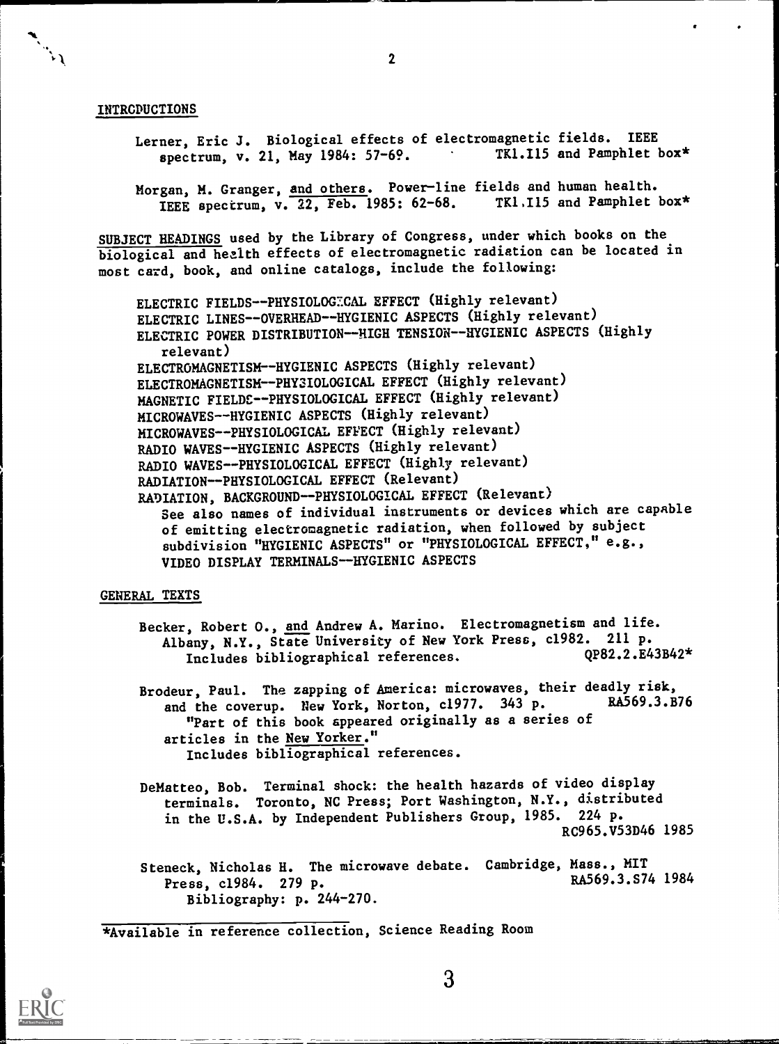## INTRODUCTIONS

Lerner, Eric J. Biological effects of electromagnetic fields. IEEE spectrum, v. 21, May 1984: 57-69. TK1.I15 and Pamphlet box*

Morgan, M. Granger, and others. Power-line fields and human health. IEEE spectrum, v. 22, Feb. 1985: 62-68. TK1.I15 and Pamphlet box*

SUBJECT HEADINGS used by the Library of Congress, under which books on the biological and health effects of electromagnetic radiation can be located in most card, book, and online catalogs, include the following:

ELECTRIC FIELDS--PHYSIOLOGICAL EFFECT (Highly relevant)
ELECTRIC LINES--OVERHEAD--HYGIENIC ASPECTS (Highly relevant)
ELECTRIC POWER DISTRIBUTION--HIGH TENSION--HYGIENIC ASPECTS (Highly relevant)
ELECTROMAGNETISM--HYGIENIC ASPECTS (Highly relevant)
ELECTROMAGNETISM--PHYSIOLOGICAL EFFECT (Highly relevant)
MAGNETIC FIELDS--PHYSIOLOGICAL EFFECT (Highly relevant)
MICROWAVES--HYGIENIC ASPECTS (Highly relevant)
MICROWAVES--PHYSIOLOGICAL EFFECT (Highly relevant)
RADIO WAVES--HYGIENIC ASPECTS (Highly relevant)
RADIO WAVES--PHYSIOLOGICAL EFFECT (Highly relevant)
RADIATION--PHYSIOLOGICAL EFFECT (Relevant)
RADIATION, BACKGROUND--PHYSIOLOGICAL EFFECT (Relevant)
See also names of individual instruments or devices which are capable of emitting electromagnetic radiation, when followed by subject subdivision "HYGIENIC ASPECTS" or "PHYSIOLOGICAL EFFECT," e.g., VIDEO DISPLAY TERMINALS--HYGIENIC ASPECTS

## GENERAL TEXTS

Becker, Robert O., and Andrew A. Marino. Electromagnetism and life. Albany, N.Y., State University of New York Press, c1982. 211 p. Includes bibliographical references. QP82.2.E43B42*

Brodeur, Paul. The zapping of America: microwaves, their deadly risk, and the coverup. New York, Norton, c1977. 343 p. RA569.3.B76
"Part of this book appeared originally as a series of articles in the New Yorker."
Includes bibliographical references.

DeMatteo, Bob. Terminal shock: the health hazards of video display terminals. Toronto, NC Press; Port Washington, N.Y., distributed in the U.S.A. by Independent Publishers Group, 1985. 224 p. RC965.V53D46 1985

Steneck, Nicholas H. The microwave debate. Cambridge, Mass., MIT Press, c1984. 279 p. RA569.3.S74 1984
Bibliography: p. 244-270.

*Available in reference collection, Science Reading Room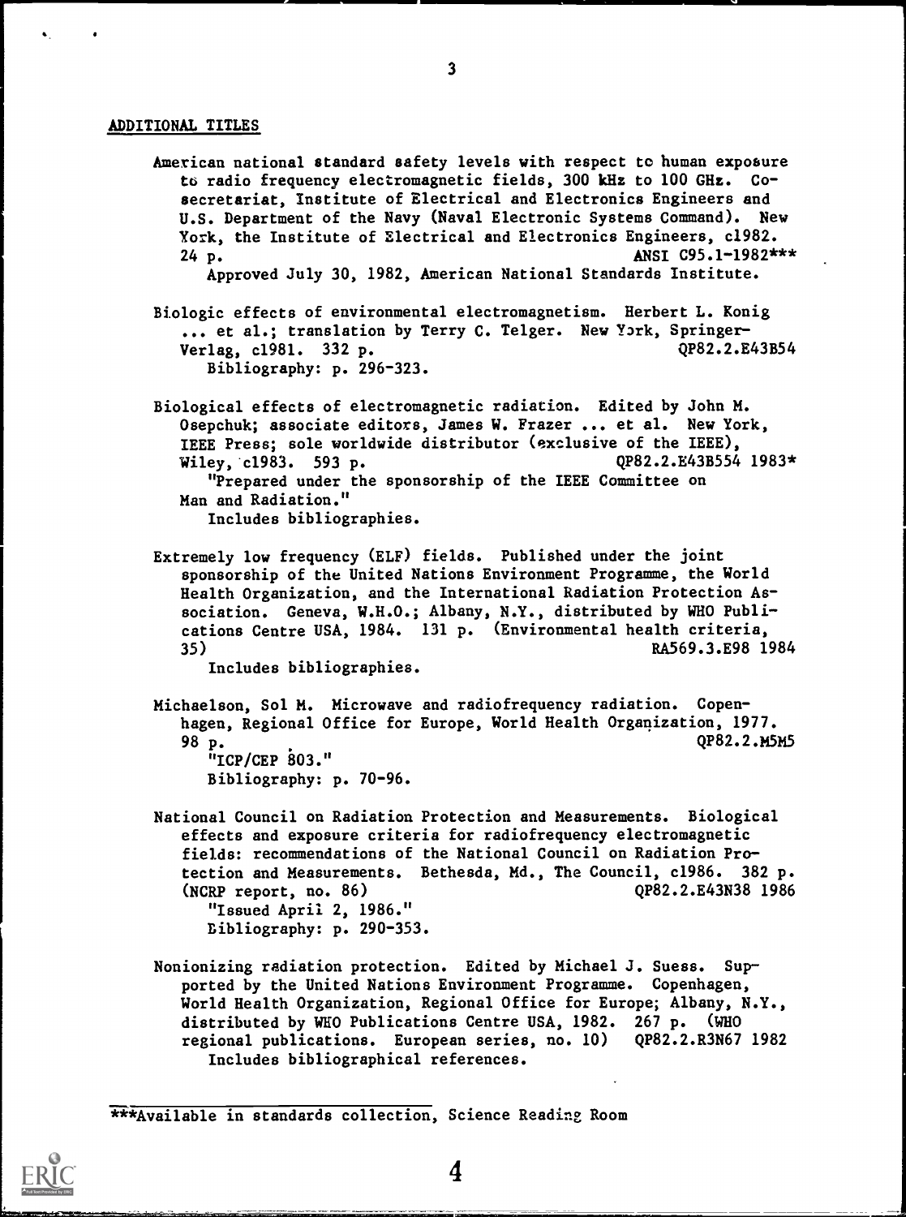## ADDITIONAL TITLES

American national standard safety levels with respect to human exposure to radio frequency electromagnetic fields, 300 kHz to 100 GHz. Co-secretariat, Institute of Electrical and Electronics Engineers and U.S. Department of the Navy (Naval Electronic Systems Command). New York, the Institute of Electrical and Electronics Engineers, c1982. 24 p. ANSI C95.1-1982***
Approved July 30, 1982, American National Standards Institute.

Biologic effects of environmental electromagnetism. Herbert L. Konig ... et al.; translation by Terry C. Telger. New York, Springer-Verlag, c1981. 332 p. QP82.2.E43B54
Bibliography: p. 296-323.

Biological effects of electromagnetic radiation. Edited by John M. Osepchuk; associate editors, James W. Frazer ... et al. New York, IEEE Press; sole worldwide distributor (exclusive of the IEEE), Wiley, c1983. 593 p. QP82.2.E43B554 1983*
"Prepared under the sponsorship of the IEEE Committee on Man and Radiation."
Includes bibliographies.

Extremely low frequency (ELF) fields. Published under the joint sponsorship of the United Nations Environment Programme, the World Health Organization, and the International Radiation Protection Association. Geneva, W.H.O.; Albany, N.Y., distributed by WHO Publications Centre USA, 1984. 131 p. (Environmental health criteria, 35) RA569.3.E98 1984
Includes bibliographies.

Michaelson, Sol M. Microwave and radiofrequency radiation. Copenhagen, Regional Office for Europe, World Health Organization, 1977. 98 p. QP82.2.M5M5
"ICP/CEP 803."
Bibliography: p. 70-96.

National Council on Radiation Protection and Measurements. Biological effects and exposure criteria for radiofrequency electromagnetic fields: recommendations of the National Council on Radiation Protection and Measurements. Bethesda, Md., The Council, c1986. 382 p. (NCRP report, no. 86) QP82.2.E43N38 1986
"Issued April 2, 1986."
Bibliography: p. 290-353.

Nonionizing radiation protection. Edited by Michael J. Suess. Supported by the United Nations Environment Programme. Copenhagen, World Health Organization, Regional Office for Europe; Albany, N.Y., distributed by WHO Publications Centre USA, 1982. 267 p. (WHO regional publications. European series, no. 10) QP82.2.R3N67 1982
Includes bibliographical references.

***Available in standards collection, Science Reading Room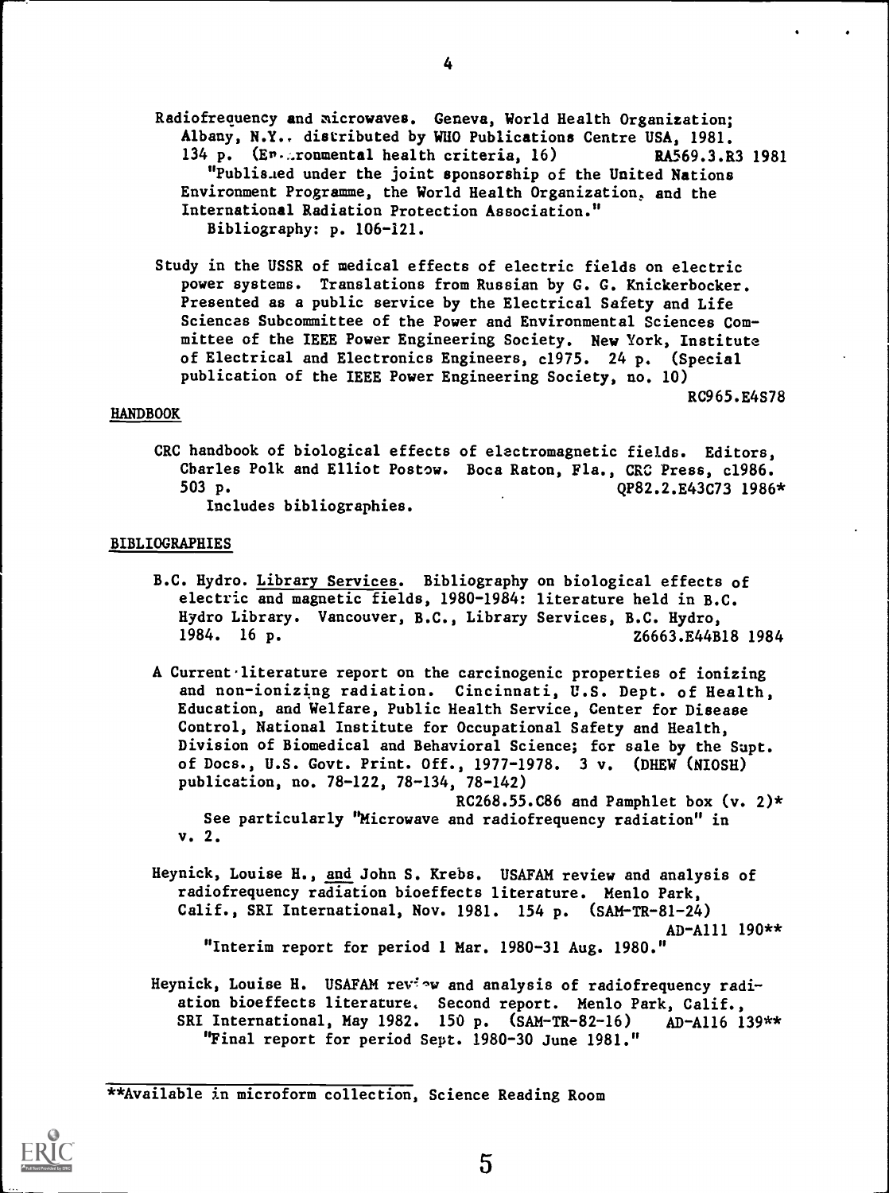Radiofrequency and microwaves. Geneva, World Health Organization; Albany, N.Y., distributed by WHO Publications Centre USA, 1981. 134 p. (Environmental health criteria, 16) RA569.3.R3 1981
"Published under the joint sponsorship of the United Nations Environment Programme, the World Health Organization, and the International Radiation Protection Association."
Bibliography: p. 106-121.

Study in the USSR of medical effects of electric fields on electric power systems. Translations from Russian by G. G. Knickerbocker. Presented as a public service by the Electrical Safety and Life Sciences Subcommittee of the Power and Environmental Sciences Committee of the IEEE Power Engineering Society. New York, Institute of Electrical and Electronics Engineers, c1975. 24 p. (Special publication of the IEEE Power Engineering Society, no. 10)
RC965.E4S78

## HANDBOOK

CRC handbook of biological effects of electromagnetic fields. Editors, Charles Polk and Elliot Postow. Boca Raton, Fla., CRC Press, c1986. 503 p. QP82.2.E43C73 1986*
Includes bibliographies.

## BIBLIOGRAPHIES

B.C. Hydro. Library Services. Bibliography on biological effects of electric and magnetic fields, 1980-1984: literature held in B.C. Hydro Library. Vancouver, B.C., Library Services, B.C. Hydro, 1984. 16 p. Z6663.E44B18 1984

A Current literature report on the carcinogenic properties of ionizing and non-ionizing radiation. Cincinnati, U.S. Dept. of Health, Education, and Welfare, Public Health Service, Center for Disease Control, National Institute for Occupational Safety and Health, Division of Biomedical and Behavioral Science; for sale by the Supt. of Docs., U.S. Govt. Print. Off., 1977-1978. 3 v. (DHEW (NIOSH) publication, no. 78-122, 78-134, 78-142)
RC268.55.C86 and Pamphlet box (v. 2)*
See particularly "Microwave and radiofrequency radiation" in v. 2.

Heynick, Louise H., and John S. Krebs. USAFAM review and analysis of radiofrequency radiation bioeffects literature. Menlo Park, Calif., SRI International, Nov. 1981. 154 p. (SAM-TR-81-24)
AD-A111 190**
"Interim report for period 1 Mar. 1980-31 Aug. 1980."

Heynick, Louise H. USAFAM review and analysis of radiofrequency radiation bioeffects literature. Second report. Menlo Park, Calif., SRI International, May 1982. 150 p. (SAM-TR-82-16) AD-A116 139**
"Final report for period Sept. 1980-30 June 1981."

---

**Available in microform collection, Science Reading Room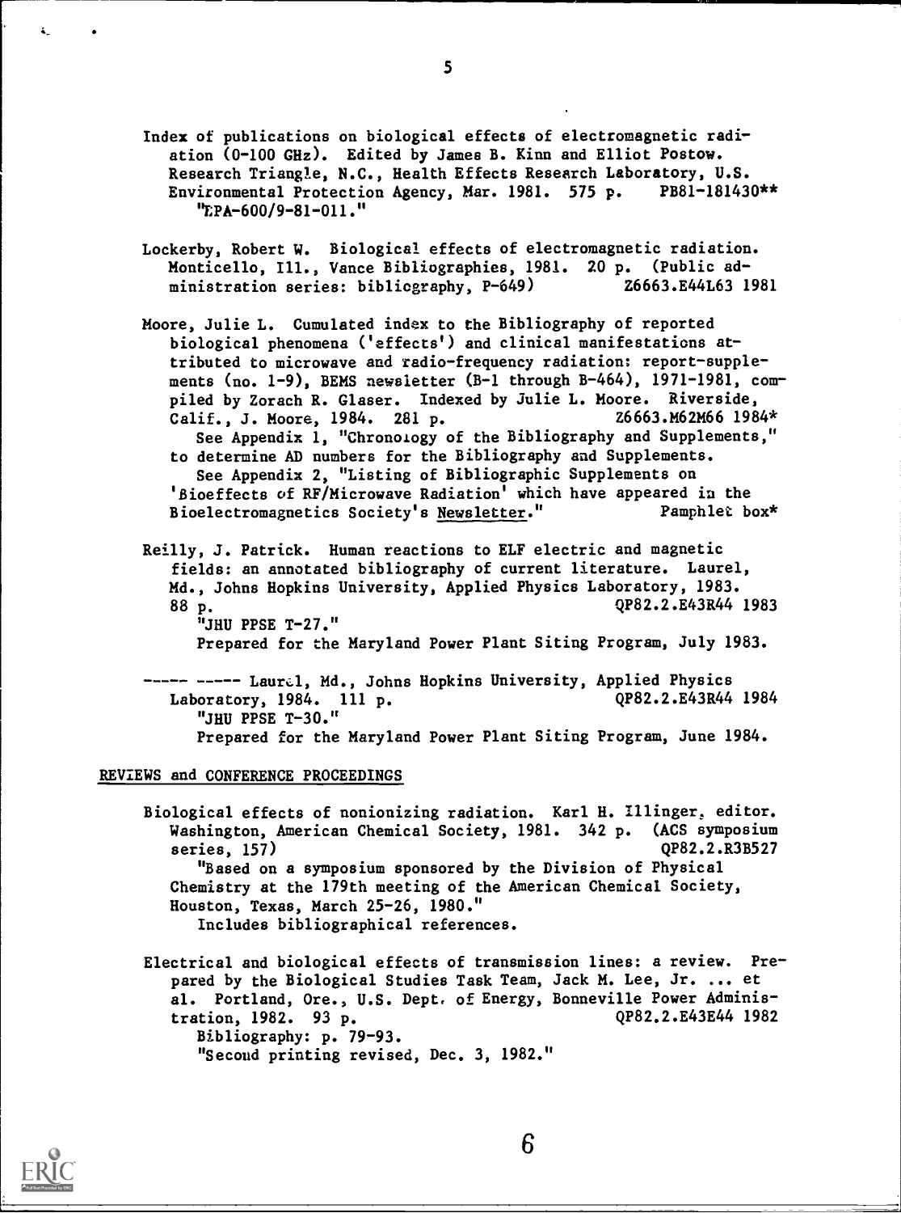Index of publications on biological effects of electromagnetic radiation (0-100 GHz). Edited by James B. Kinn and Elliot Postow. Research Triangle, N.C., Health Effects Research Laboratory, U.S. Environmental Protection Agency, Mar. 1981. 575 p. PB81-181430**
"EPA-600/9-81-011."

Lockerby, Robert W. Biological effects of electromagnetic radiation. Monticello, Ill., Vance Bibliographies, 1981. 20 p. (Public administration series: bibliography, P-649) Z6663.E44L63 1981

Moore, Julie L. Cumulated index to the Bibliography of reported biological phenomena ('effects') and clinical manifestations attributed to microwave and radio-frequency radiation: report-supplements (no. 1-9), BEMS newsletter (B-1 through B-464), 1971-1981, compiled by Zorach R. Glaser. Indexed by Julie L. Moore. Riverside, Calif., J. Moore, 1984. 281 p. Z6663.M62M66 1984*
See Appendix 1, "Chronology of the Bibliography and Supplements," to determine AD numbers for the Bibliography and Supplements.
See Appendix 2, "Listing of Bibliographic Supplements on 'Bioeffects of RF/Microwave Radiation' which have appeared in the Bioelectromagnetics Society's Newsletter." Pamphlet box*

Reilly, J. Patrick. Human reactions to ELF electric and magnetic fields: an annotated bibliography of current literature. Laurel, Md., Johns Hopkins University, Applied Physics Laboratory, 1983. 88 p. QP82.2.E43R44 1983
"JHU PPSE T-27."
Prepared for the Maryland Power Plant Siting Program, July 1983.

----- ----- Laurel, Md., Johns Hopkins University, Applied Physics Laboratory, 1984. 111 p. QP82.2.E43R44 1984
"JHU PPSE T-30."
Prepared for the Maryland Power Plant Siting Program, June 1984.

REVIEWS and CONFERENCE PROCEEDINGS

Biological effects of nonionizing radiation. Karl H. Illinger, editor. Washington, American Chemical Society, 1981. 342 p. (ACS symposium series, 157) QP82.2.R3B527
"Based on a symposium sponsored by the Division of Physical Chemistry at the 179th meeting of the American Chemical Society, Houston, Texas, March 25-26, 1980."
Includes bibliographical references.

Electrical and biological effects of transmission lines: a review. Prepared by the Biological Studies Task Team, Jack M. Lee, Jr. ... et al. Portland, Ore., U.S. Dept. of Energy, Bonneville Power Administration, 1982. 93 p. QP82.2.E43E44 1982
Bibliography: p. 79-93.
"Second printing revised, Dec. 3, 1982."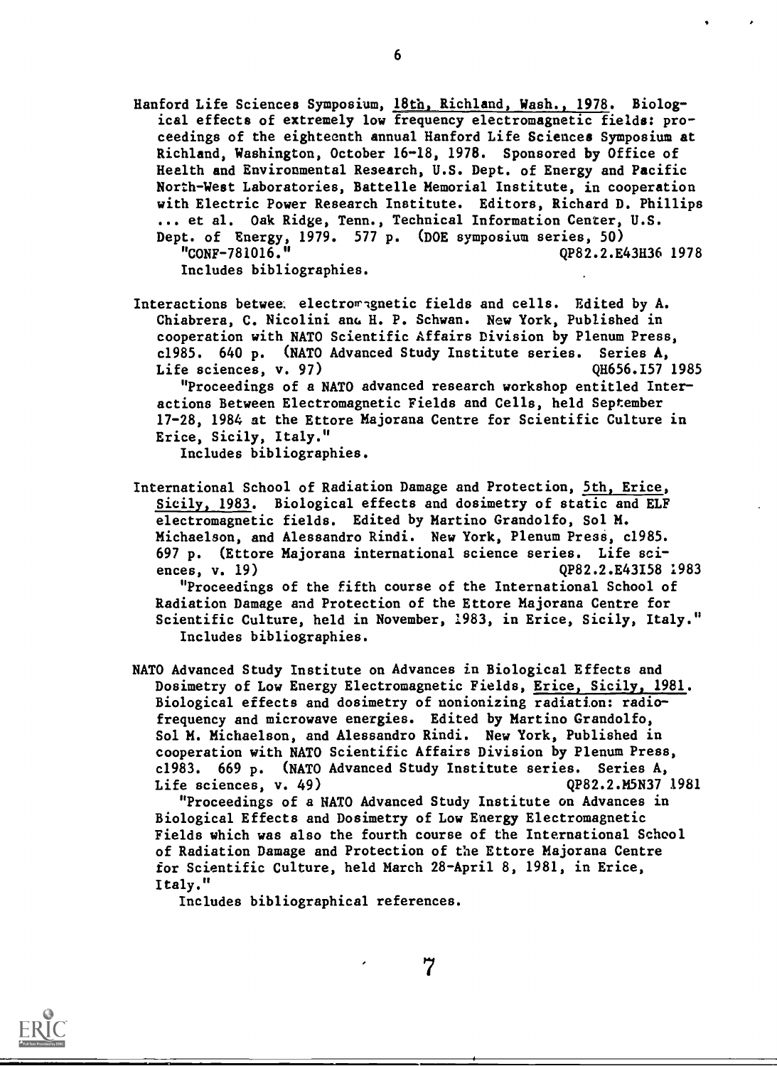Hanford Life Sciences Symposium, 18th, Richland, Wash., 1978. Biological effects of extremely low frequency electromagnetic fields: proceedings of the eighteenth annual Hanford Life Sciences Symposium at Richland, Washington, October 16-18, 1978. Sponsored by Office of Health and Environmental Research, U.S. Dept. of Energy and Pacific North-West Laboratories, Battelle Memorial Institute, in cooperation with Electric Power Research Institute. Editors, Richard D. Phillips ... et al. Oak Ridge, Tenn., Technical Information Center, U.S. Dept. of Energy, 1979. 577 p. (DOE symposium series, 50)
"CONF-781016." QP82.2.E43H36 1978
Includes bibliographies.

Interactions between electromagnetic fields and cells. Edited by A. Chiabrera, C. Nicolini and H. P. Schwan. New York, Published in cooperation with NATO Scientific Affairs Division by Plenum Press, c1985. 640 p. (NATO Advanced Study Institute series. Series A, Life sciences, v. 97) QH656.I57 1985
"Proceedings of a NATO advanced research workshop entitled Interactions Between Electromagnetic Fields and Cells, held September 17-28, 1984 at the Ettore Majorana Centre for Scientific Culture in Erice, Sicily, Italy."
Includes bibliographies.

International School of Radiation Damage and Protection, 5th, Erice, Sicily, 1983. Biological effects and dosimetry of static and ELF electromagnetic fields. Edited by Martino Grandolfo, Sol M. Michaelson, and Alessandro Rindi. New York, Plenum Press, c1985. 697 p. (Ettore Majorana international science series. Life sciences, v. 19) QP82.2.E43I58 1983
"Proceedings of the fifth course of the International School of Radiation Damage and Protection of the Ettore Majorana Centre for Scientific Culture, held in November, 1983, in Erice, Sicily, Italy."
Includes bibliographies.

NATO Advanced Study Institute on Advances in Biological Effects and Dosimetry of Low Energy Electromagnetic Fields, Erice, Sicily, 1981. Biological effects and dosimetry of nonionizing radiation: radiofrequency and microwave energies. Edited by Martino Grandolfo, Sol M. Michaelson, and Alessandro Rindi. New York, Published in cooperation with NATO Scientific Affairs Division by Plenum Press, c1983. 669 p. (NATO Advanced Study Institute series. Series A, Life sciences, v. 49) QP82.2.M5N37 1981
"Proceedings of a NATO Advanced Study Institute on Advances in Biological Effects and Dosimetry of Low Energy Electromagnetic Fields which was also the fourth course of the International School of Radiation Damage and Protection of the Ettore Majorana Centre for Scientific Culture, held March 28-April 8, 1981, in Erice, Italy."
Includes bibliographical references.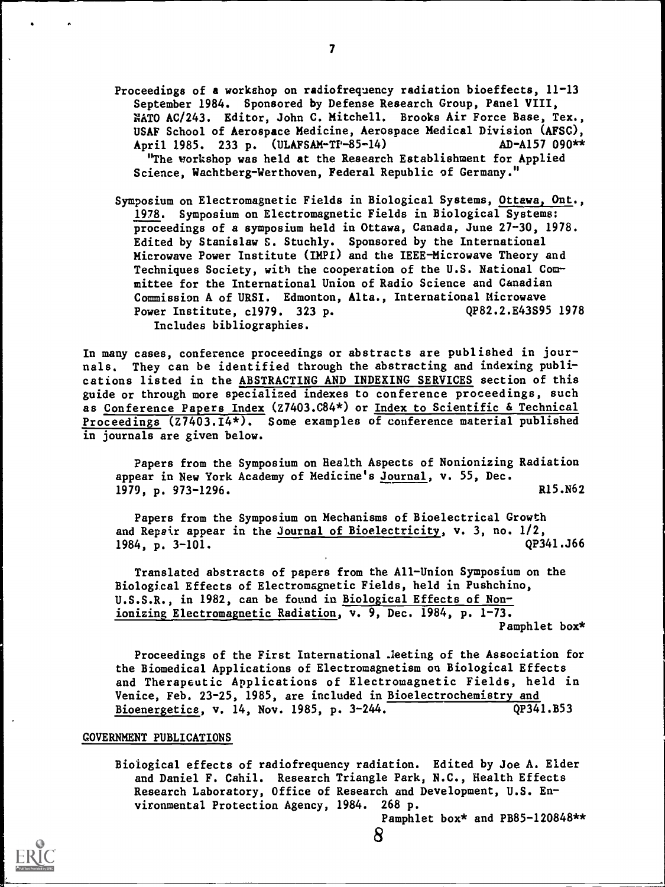Proceedings of a workshop on radiofrequency radiation bioeffects, 11-13 September 1984. Sponsored by Defense Research Group, Panel VIII, NATO AC/243. Editor, John C. Mitchell. Brooks Air Force Base, Tex., USAF School of Aerospace Medicine, Aerospace Medical Division (AFSC), April 1985. 233 p. (ULAFSAM-TP-85-14) AD-A157 090**
"The workshop was held at the Research Establishment for Applied Science, Wachtberg-Werthoven, Federal Republic of Germany."

Symposium on Electromagnetic Fields in Biological Systems, <u>Ottawa, Ont., 1978</u>. Symposium on Electromagnetic Fields in Biological Systems: proceedings of a symposium held in Ottawa, Canada, June 27-30, 1978. Edited by Stanislaw S. Stuchly. Sponsored by the International Microwave Power Institute (IMPI) and the IEEE-Microwave Theory and Techniques Society, with the cooperation of the U.S. National Committee for the International Union of Radio Science and Canadian Commission A of URSI. Edmonton, Alta., International Microwave Power Institute, c1979. 323 p. QP82.2.E43S95 1978
Includes bibliographies.

In many cases, conference proceedings or abstracts are published in journals. They can be identified through the abstracting and indexing publications listed in the <u>ABSTRACTING AND INDEXING SERVICES</u> section of this guide or through more specialized indexes to conference proceedings, such as <u>Conference Papers Index</u> (Z7403.C84*) or <u>Index to Scientific & Technical Proceedings</u> (Z7403.I4*). Some examples of conference material published in journals are given below.

Papers from the Symposium on Health Aspects of Nonionizing Radiation appear in New York Academy of Medicine's <u>Journal</u>, v. 55, Dec. 1979, p. 973-1296. R15.N62

Papers from the Symposium on Mechanisms of Bioelectrical Growth and Repair appear in the <u>Journal of Bioelectricity</u>, v. 3, no. 1/2, 1984, p. 3-101. QP341.J66

Translated abstracts of papers from the All-Union Symposium on the Biological Effects of Electromagnetic Fields, held in Pushchino, U.S.S.R., in 1982, can be found in <u>Biological Effects of Nonionizing Electromagnetic Radiation</u>, v. 9, Dec. 1984, p. 1-73. Pamphlet box*

Proceedings of the First International Meeting of the Association for the Biomedical Applications of Electromagnetism on Biological Effects and Therapeutic Applications of Electromagnetic Fields, held in Venice, Feb. 23-25, 1985, are included in <u>Bioelectrochemistry and Bioenergetics</u>, v. 14, Nov. 1985, p. 3-244. QP341.B53

## GOVERNMENT PUBLICATIONS

Biological effects of radiofrequency radiation. Edited by Joe A. Elder and Daniel F. Cahil. Research Triangle Park, N.C., Health Effects Research Laboratory, Office of Research and Development, U.S. Environmental Protection Agency, 1984. 268 p.
Pamphlet box* and PB85-120848**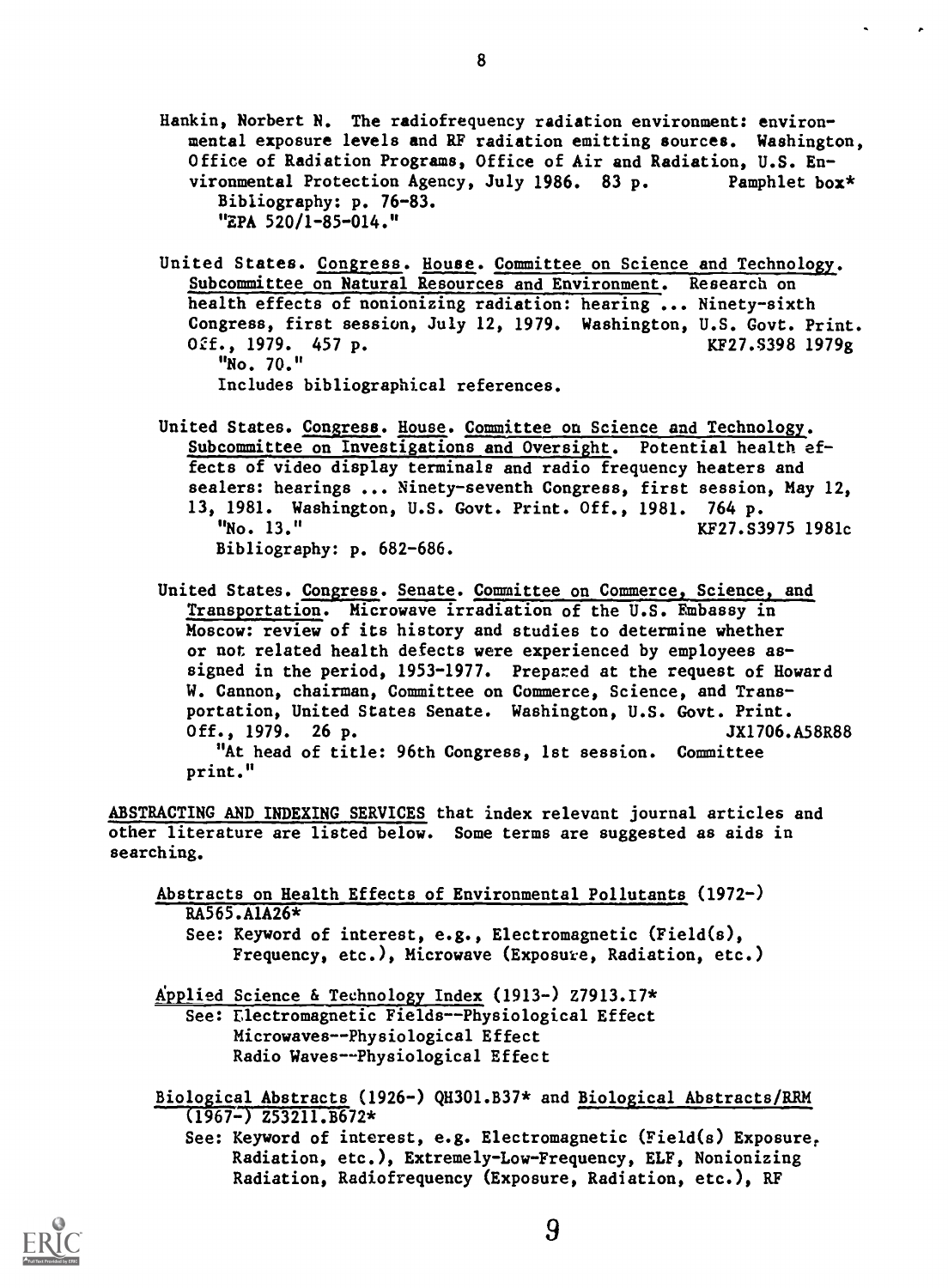Hankin, Norbert N. The radiofrequency radiation environment: environmental exposure levels and RF radiation emitting sources. Washington, Office of Radiation Programs, Office of Air and Radiation, U.S. Environmental Protection Agency, July 1986. 83 p. Pamphlet box*
Bibliography: p. 76-83.
"EPA 520/1-85-014."

United States. Congress. House. Committee on Science and Technology. Subcommittee on Natural Resources and Environment. Research on health effects of nonionizing radiation: hearing ... Ninety-sixth Congress, first session, July 12, 1979. Washington, U.S. Govt. Print. Off., 1979. 457 p. KF27.S398 1979g
"No. 70."
Includes bibliographical references.

United States. Congress. House. Committee on Science and Technology. Subcommittee on Investigations and Oversight. Potential health effects of video display terminals and radio frequency heaters and sealers: hearings ... Ninety-seventh Congress, first session, May 12, 13, 1981. Washington, U.S. Govt. Print. Off., 1981. 764 p.
"No. 13." KF27.S3975 1981c
Bibliography: p. 682-686.

United States. Congress. Senate. Committee on Commerce, Science, and Transportation. Microwave irradiation of the U.S. Embassy in Moscow: review of its history and studies to determine whether or not related health defects were experienced by employees assigned in the period, 1953-1977. Prepared at the request of Howard W. Cannon, chairman, Committee on Commerce, Science, and Transportation, United States Senate. Washington, U.S. Govt. Print. Off., 1979. 26 p. JX1706.A58R88
"At head of title: 96th Congress, 1st session. Committee print."

ABSTRACTING AND INDEXING SERVICES that index relevant journal articles and other literature are listed below. Some terms are suggested as aids in searching.

Abstracts on Health Effects of Environmental Pollutants (1972-) RA565.A1A26*
See: Keyword of interest, e.g., Electromagnetic (Field(s), Frequency, etc.), Microwave (Exposure, Radiation, etc.)

Applied Science & Technology Index (1913-) Z7913.I7*
See: Electromagnetic Fields--Physiological Effect
Microwaves--Physiological Effect
Radio Waves--Physiological Effect

Biological Abstracts (1926-) QH301.B37* and Biological Abstracts/RRM (1967-) Z5321l.B672*
See: Keyword of interest, e.g. Electromagnetic (Field(s) Exposure, Radiation, etc.), Extremely-Low-Frequency, ELF, Nonionizing Radiation, Radiofrequency (Exposure, Radiation, etc.), RF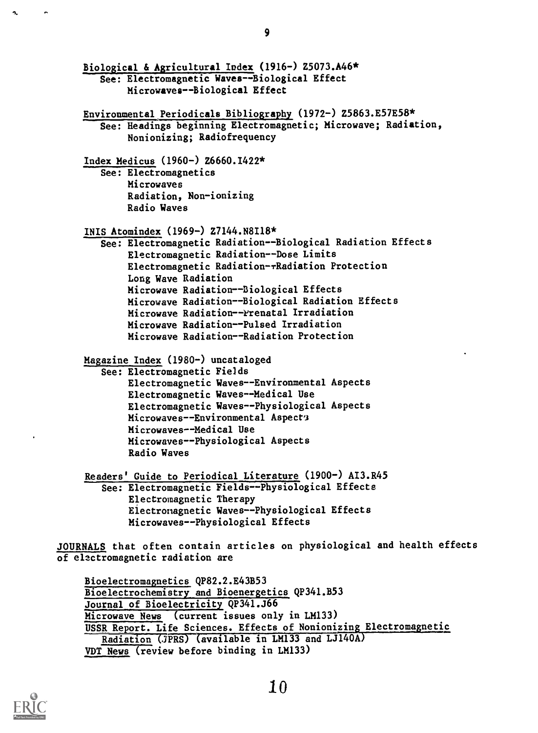Biological & Agricultural Index (1916-) Z5073.A46*
See: Electromagnetic Waves--Biological Effect
Microwaves--Biological Effect

Environmental Periodicals Bibliography (1972-) Z5863.E57E58*
See: Headings beginning Electromagnetic; Microwave; Radiation, Nonionizing; Radiofrequency

Index Medicus (1960-) Z6660.I422*
See: Electromagnetics
Microwaves
Radiation, Non-ionizing
Radio Waves

INIS Atomindex (1969-) Z7144.N8I18*
See: Electromagnetic Radiation--Biological Radiation Effects
Electromagnetic Radiation--Dose Limits
Electromagnetic Radiation--Radiation Protection
Long Wave Radiation
Microwave Radiation--Biological Effects
Microwave Radiation--Biological Radiation Effects
Microwave Radiation--Prenatal Irradiation
Microwave Radiation--Pulsed Irradiation
Microwave Radiation--Radiation Protection

Magazine Index (1980-) uncataloged
See: Electromagnetic Fields
Electromagnetic Waves--Environmental Aspects
Electromagnetic Waves--Medical Use
Electromagnetic Waves--Physiological Aspects
Microwaves--Environmental Aspects
Microwaves--Medical Use
Microwaves--Physiological Aspects
Radio Waves

Readers' Guide to Periodical Literature (1900-) AI3.R45
See: Electromagnetic Fields--Physiological Effects
Electromagnetic Therapy
Electromagnetic Waves--Physiological Effects
Microwaves--Physiological Effects

JOURNALS that often contain articles on physiological and health effects of electromagnetic radiation are

Bioelectromagnetics QP82.2.E43B53
Bioelectrochemistry and Bioenergetics QP341.B53
Journal of Bioelectricity QP341.J66
Microwave News (current issues only in LM133)
USSR Report. Life Sciences. Effects of Nonionizing Electromagnetic Radiation (JPRS) (available in LM133 and LJ140A)
VDT News (review before binding in LM133)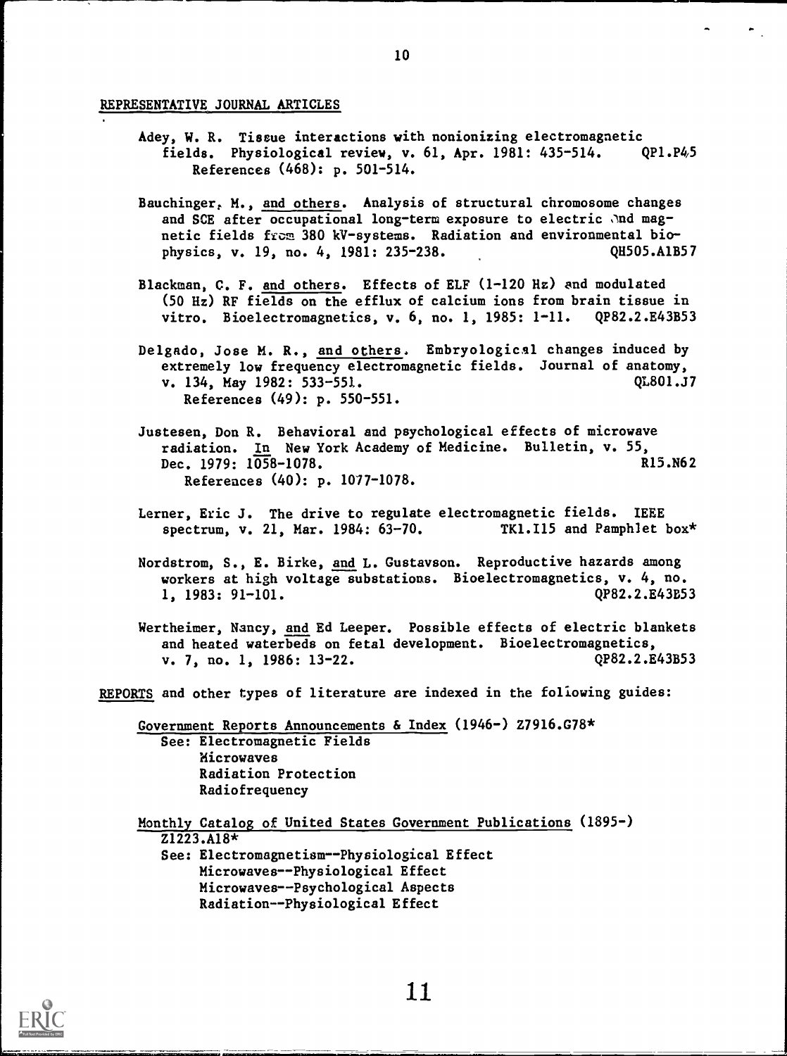## REPRESENTATIVE JOURNAL ARTICLES

Adey, W. R. Tissue interactions with nonionizing electromagnetic fields. Physiological review, v. 61, Apr. 1981: 435-514. QP1.P45
References (468): p. 501-514.

Bauchinger, M., and others. Analysis of structural chromosome changes and SCE after occupational long-term exposure to electric and magnetic fields from 380 kV-systems. Radiation and environmental biophysics, v. 19, no. 4, 1981: 235-238. QH505.A1B57

Blackman, C. F. and others. Effects of ELF (1-120 Hz) and modulated (50 Hz) RF fields on the efflux of calcium ions from brain tissue in vitro. Bioelectromagnetics, v. 6, no. 1, 1985: 1-11. QP82.2.E43B53

Delgado, Jose M. R., and others. Embryological changes induced by extremely low frequency electromagnetic fields. Journal of anatomy, v. 134, May 1982: 533-551. QL801.J7
References (49): p. 550-551.

Justesen, Don R. Behavioral and psychological effects of microwave radiation. In New York Academy of Medicine. Bulletin, v. 55, Dec. 1979: 1058-1078. R15.N62
References (40): p. 1077-1078.

Lerner, Eric J. The drive to regulate electromagnetic fields. IEEE spectrum, v. 21, Mar. 1984: 63-70. TK1.I15 and Pamphlet box*

Nordstrom, S., E. Birke, and L. Gustavson. Reproductive hazards among workers at high voltage substations. Bioelectromagnetics, v. 4, no. 1, 1983: 91-101. QP82.2.E43B53

Wertheimer, Nancy, and Ed Leeper. Possible effects of electric blankets and heated waterbeds on fetal development. Bioelectromagnetics, v. 7, no. 1, 1986: 13-22. QP82.2.E43B53

REPORTS and other types of literature are indexed in the following guides:

Government Reports Announcements & Index (1946-) Z7916.G78*
See: Electromagnetic Fields
Microwaves
Radiation Protection
Radiofrequency

Monthly Catalog of United States Government Publications (1895-) Z1223.A18*
See: Electromagnetism--Physiological Effect
Microwaves--Physiological Effect
Microwaves--Psychological Aspects
Radiation--Physiological Effect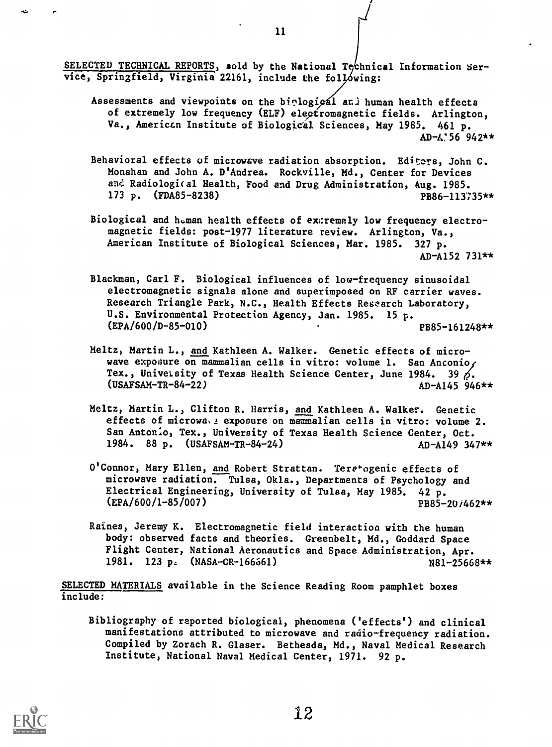SELECTED TECHNICAL REPORTS, sold by the National Technical Information Service, Springfield, Virginia 22161, include the following:

Assessments and viewpoints on the biological and human health effects of extremely low frequency (ELF) electromagnetic fields. Arlington, Va., American Institute of Biological Sciences, May 1985. 461 p. AD-A156 942**

Behavioral effects of microwave radiation absorption. Editors, John C. Monahan and John A. D'Andrea. Rockville, Md., Center for Devices and Radiological Health, Food and Drug Administration, Aug. 1985. 173 p. (FDA85-8238) PB86-113735**

Biological and human health effects of extremely low frequency electromagnetic fields: post-1977 literature review. Arlington, Va., American Institute of Biological Sciences, Mar. 1985. 327 p. AD-A152 731**

Blackman, Carl F. Biological influences of low-frequency sinusoidal electromagnetic signals alone and superimposed on RF carrier waves. Research Triangle Park, N.C., Health Effects Research Laboratory, U.S. Environmental Protection Agency, Jan. 1985. 15 p. (EPA/600/D-85-010) PB85-161248**

Meltz, Martin L., and Kathleen A. Walker. Genetic effects of microwave exposure on mammalian cells in vitro: volume 1. San Antonio, Tex., University of Texas Health Science Center, June 1984. 39 p. (USAFSAM-TR-84-22) AD-A145 946**

Meltz, Martin L., Clifton R. Harris, and Kathleen A. Walker. Genetic effects of microwave exposure on mammalian cells in vitro: volume 2. San Antonio, Tex., University of Texas Health Science Center, Oct. 1984. 88 p. (USAFSAM-TR-84-24) AD-A149 347**

O'Connor, Mary Ellen, and Robert Strattan. Teratogenic effects of microwave radiation. Tulsa, Okla., Departments of Psychology and Electrical Engineering, University of Tulsa, May 1985. 42 p. (EPA/600/1-85/007) PB85-207462**

Raines, Jeremy K. Electromagnetic field interaction with the human body: observed facts and theories. Greenbelt, Md., Goddard Space Flight Center, National Aeronautics and Space Administration, Apr. 1981. 123 p. (NASA-CR-166661) N81-25668**

SELECTED MATERIALS available in the Science Reading Room pamphlet boxes include:

Bibliography of reported biological, phenomena ('effects') and clinical manifestations attributed to microwave and radio-frequency radiation. Compiled by Zorach R. Glaser. Bethesda, Md., Naval Medical Research Institute, National Naval Medical Center, 1971. 92 p.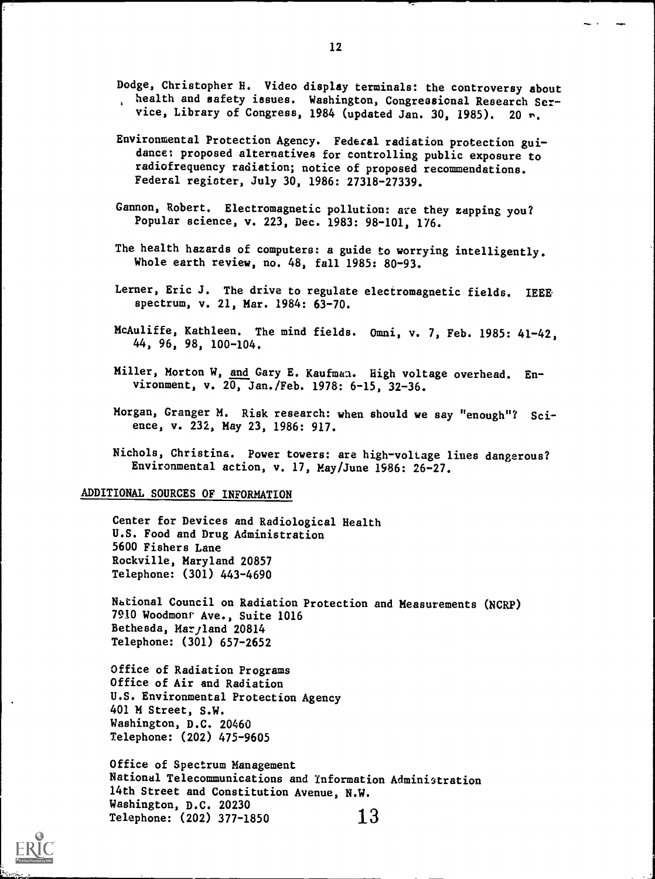Dodge, Christopher H. Video display terminals: the controversy about health and safety issues. Washington, Congressional Research Service, Library of Congress, 1984 (updated Jan. 30, 1985). 20 p.

Environmental Protection Agency. Federal radiation protection guidance: proposed alternatives for controlling public exposure to radiofrequency radiation; notice of proposed recommendations. Federal register, July 30, 1986: 27318-27339.

Gannon, Robert. Electromagnetic pollution: are they zapping you? Popular science, v. 223, Dec. 1983: 98-101, 176.

The health hazards of computers: a guide to worrying intelligently. Whole earth review, no. 48, fall 1985: 80-93.

Lerner, Eric J. The drive to regulate electromagnetic fields. IEEE spectrum, v. 21, Mar. 1984: 63-70.

McAuliffe, Kathleen. The mind fields. Omni, v. 7, Feb. 1985: 41-42, 44, 96, 98, 100-104.

Miller, Morton W, and Gary E. Kaufman. High voltage overhead. Environment, v. 20, Jan./Feb. 1978: 6-15, 32-36.

Morgan, Granger M. Risk research: when should we say "enough"? Science, v. 232, May 23, 1986: 917.

Nichols, Christina. Power towers: are high-voltage lines dangerous? Environmental action, v. 17, May/June 1986: 26-27.

## ADDITIONAL SOURCES OF INFORMATION

Center for Devices and Radiological Health
U.S. Food and Drug Administration
5600 Fishers Lane
Rockville, Maryland 20857
Telephone: (301) 443-4690

National Council on Radiation Protection and Measurements (NCRP)
7910 Woodmont Ave., Suite 1016
Bethesda, Maryland 20814
Telephone: (301) 657-2652

Office of Radiation Programs
Office of Air and Radiation
U.S. Environmental Protection Agency
401 M Street, S.W.
Washington, D.C. 20460
Telephone: (202) 475-9605

Office of Spectrum Management
National Telecommunications and Information Administration
14th Street and Constitution Avenue, N.W.
Washington, D.C. 20230
Telephone: (202) 377-1850